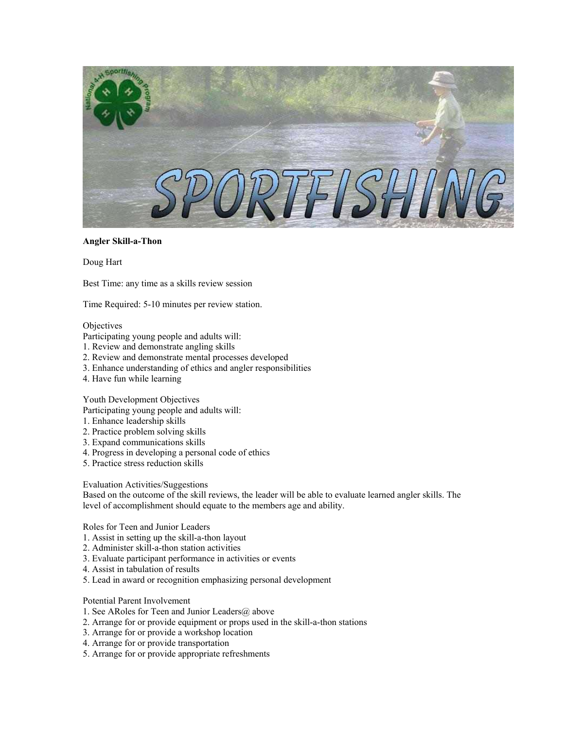**Angler Skill-a-Thon**

Doug Hart

Best Time: any time as a skills review session

Time Required: 5-10 minutes per review station.

Objectives

Participating young people and adults will:

1. Review and demonstrate angling skills
2. Review and demonstrate mental processes developed
3. Enhance understanding of ethics and angler responsibilities
4. Have fun while learning

Youth Development Objectives

Participating young people and adults will:

1. Enhance leadership skills
2. Practice problem solving skills
3. Expand communications skills
4. Progress in developing a personal code of ethics
5. Practice stress reduction skills

Evaluation Activities/Suggestions

Based on the outcome of the skill reviews, the leader will be able to evaluate learned angler skills. The level of accomplishment should equate to the members age and ability.

Roles for Teen and Junior Leaders

1. Assist in setting up the skill-a-thon layout
2. Administer skill-a-thon station activities
3. Evaluate participant performance in activities or events
4. Assist in tabulation of results
5. Lead in award or recognition emphasizing personal development

Potential Parent Involvement

1. See ARoles for Teen and Junior Leaders@ above
2. Arrange for or provide equipment or props used in the skill-a-thon stations
3. Arrange for or provide a workshop location
4. Arrange for or provide transportation
5. Arrange for or provide appropriate refreshments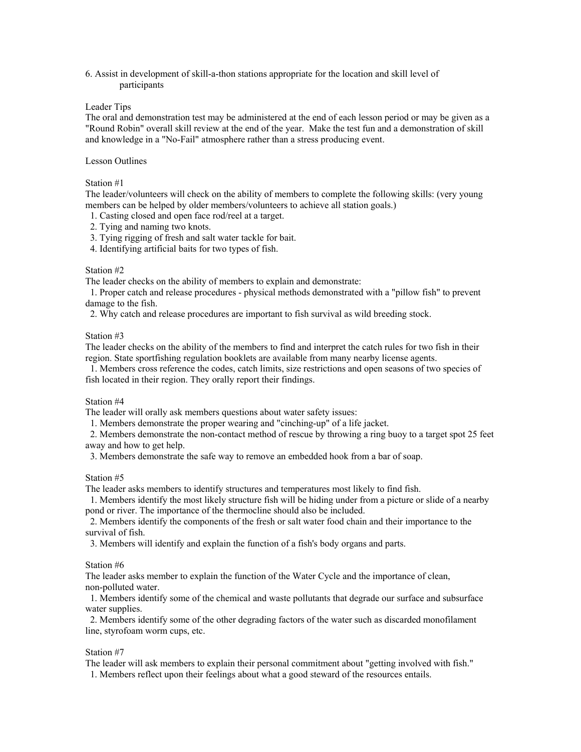6. Assist in development of skill-a-thon stations appropriate for the location and skill level of participants

Leader Tips

The oral and demonstration test may be administered at the end of each lesson period or may be given as a "Round Robin" overall skill review at the end of the year. Make the test fun and a demonstration of skill and knowledge in a "No-Fail" atmosphere rather than a stress producing event.

Lesson Outlines

Station #1

The leader/volunteers will check on the ability of members to complete the following skills: (very young members can be helped by older members/volunteers to achieve all station goals.)

1. Casting closed and open face rod/reel at a target.
2. Tying and naming two knots.
3. Tying rigging of fresh and salt water tackle for bait.
4. Identifying artificial baits for two types of fish.

Station #2

The leader checks on the ability of members to explain and demonstrate:

1. Proper catch and release procedures - physical methods demonstrated with a "pillow fish" to prevent damage to the fish.
2. Why catch and release procedures are important to fish survival as wild breeding stock.

Station #3

The leader checks on the ability of the members to find and interpret the catch rules for two fish in their region. State sportfishing regulation booklets are available from many nearby license agents.

1. Members cross reference the codes, catch limits, size restrictions and open seasons of two species of fish located in their region. They orally report their findings.

Station #4

The leader will orally ask members questions about water safety issues:

1. Members demonstrate the proper wearing and "cinching-up" of a life jacket.
2. Members demonstrate the non-contact method of rescue by throwing a ring buoy to a target spot 25 feet away and how to get help.
3. Members demonstrate the safe way to remove an embedded hook from a bar of soap.

Station #5

The leader asks members to identify structures and temperatures most likely to find fish.

1. Members identify the most likely structure fish will be hiding under from a picture or slide of a nearby pond or river. The importance of the thermocline should also be included.
2. Members identify the components of the fresh or salt water food chain and their importance to the survival of fish.
3. Members will identify and explain the function of a fish's body organs and parts.

Station #6

The leader asks member to explain the function of the Water Cycle and the importance of clean, non-polluted water.

1. Members identify some of the chemical and waste pollutants that degrade our surface and subsurface water supplies.
2. Members identify some of the other degrading factors of the water such as discarded monofilament line, styrofoam worm cups, etc.

Station #7

The leader will ask members to explain their personal commitment about "getting involved with fish."

1. Members reflect upon their feelings about what a good steward of the resources entails.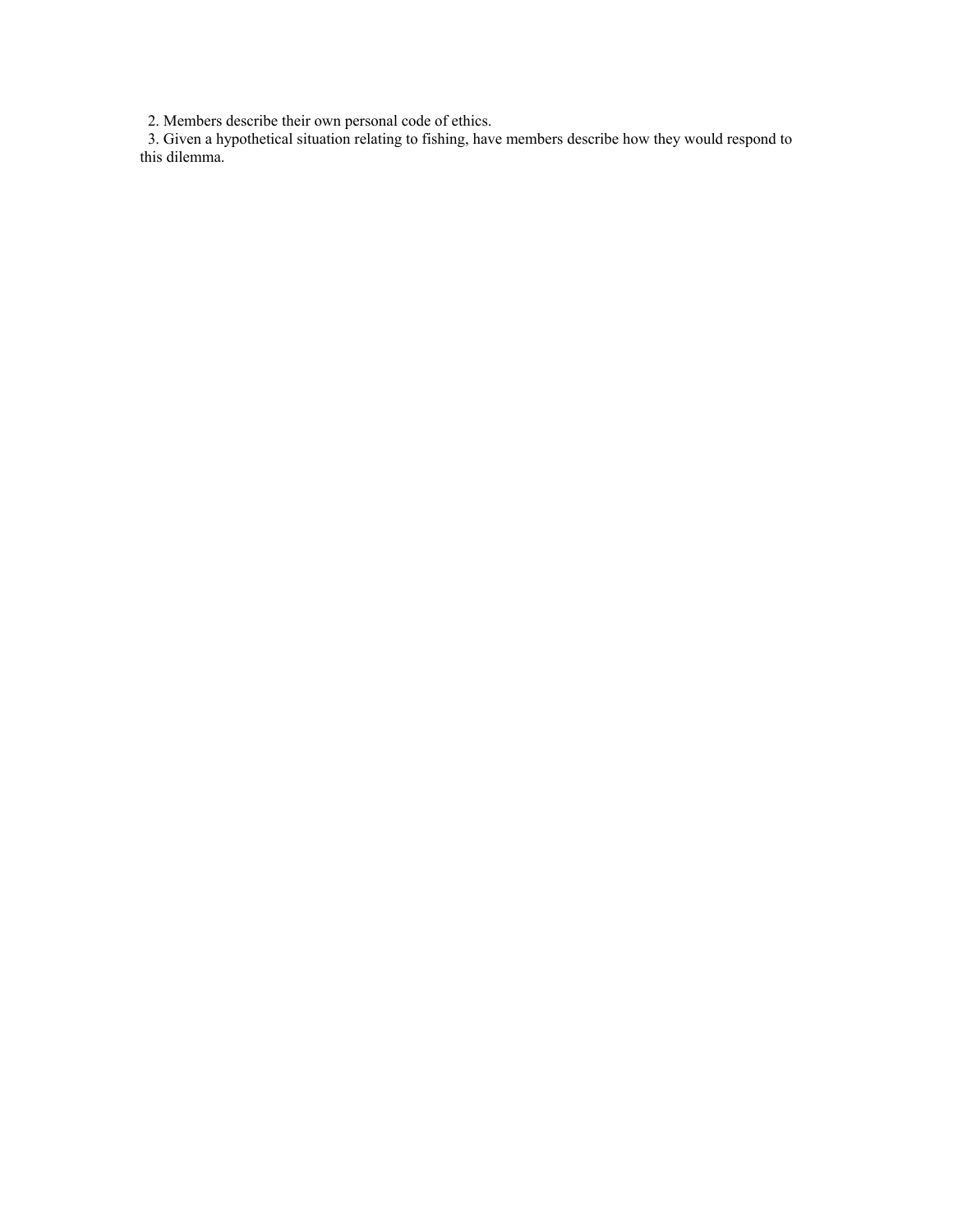2. Members describe their own personal code of ethics.
3. Given a hypothetical situation relating to fishing, have members describe how they would respond to this dilemma.